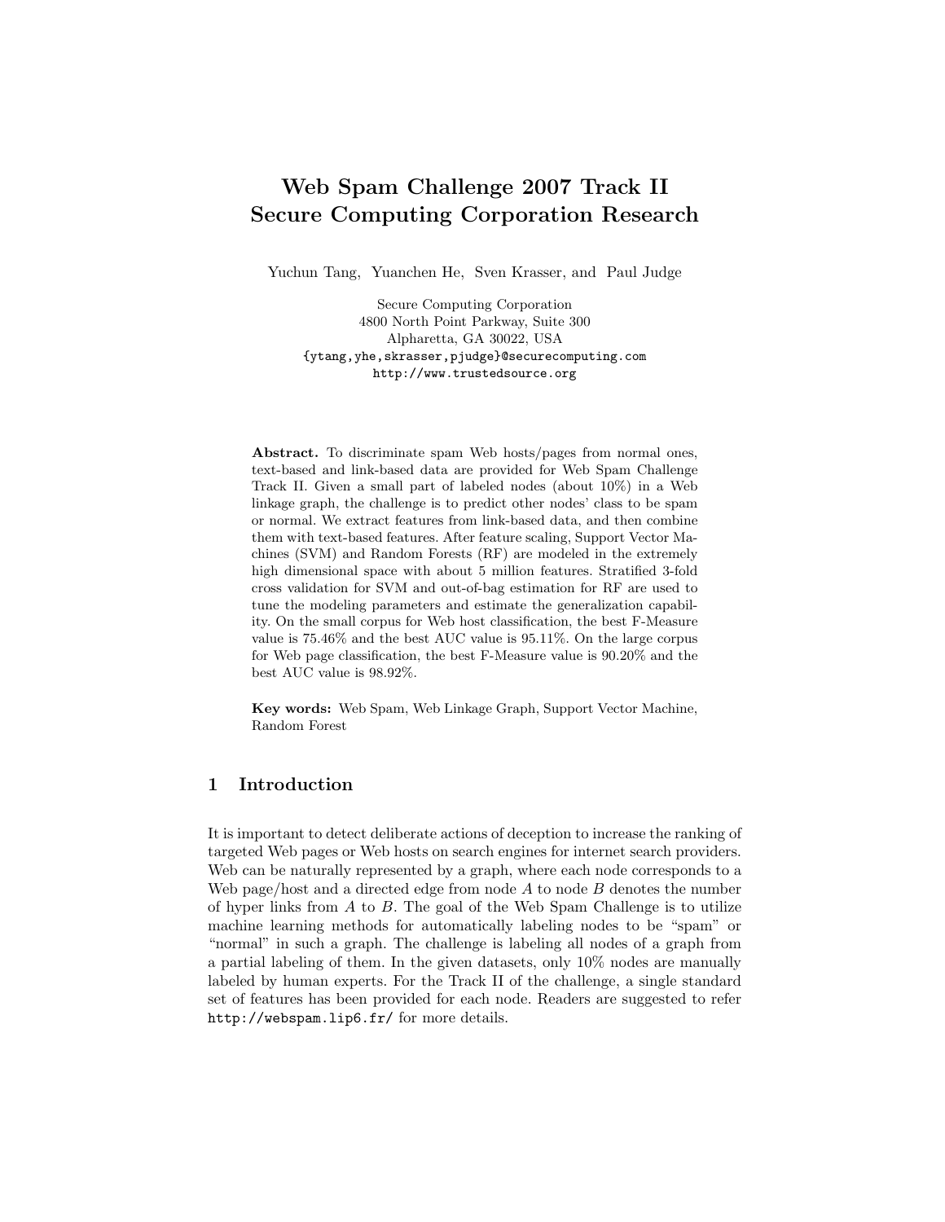# Web Spam Challenge 2007 Track II
# Secure Computing Corporation Research

Yuchun Tang, Yuanchen He, Sven Krasser, and Paul Judge

Secure Computing Corporation
4800 North Point Parkway, Suite 300
Alpharetta, GA 30022, USA
{ytang,yhe,skrasser,pjudge}@securecomputing.com
http://www.trustedsource.org

**Abstract.** To discriminate spam Web hosts/pages from normal ones, text-based and link-based data are provided for Web Spam Challenge Track II. Given a small part of labeled nodes (about 10%) in a Web linkage graph, the challenge is to predict other nodes' class to be spam or normal. We extract features from link-based data, and then combine them with text-based features. After feature scaling, Support Vector Machines (SVM) and Random Forests (RF) are modeled in the extremely high dimensional space with about 5 million features. Stratified 3-fold cross validation for SVM and out-of-bag estimation for RF are used to tune the modeling parameters and estimate the generalization capability. On the small corpus for Web host classification, the best F-Measure value is 75.46% and the best AUC value is 95.11%. On the large corpus for Web page classification, the best F-Measure value is 90.20% and the best AUC value is 98.92%.

**Key words:** Web Spam, Web Linkage Graph, Support Vector Machine, Random Forest

## 1 Introduction

It is important to detect deliberate actions of deception to increase the ranking of targeted Web pages or Web hosts on search engines for internet search providers. Web can be naturally represented by a graph, where each node corresponds to a Web page/host and a directed edge from node $A$ to node $B$ denotes the number of hyper links from $A$ to $B$. The goal of the Web Spam Challenge is to utilize machine learning methods for automatically labeling nodes to be "spam" or "normal" in such a graph. The challenge is labeling all nodes of a graph from a partial labeling of them. In the given datasets, only 10% nodes are manually labeled by human experts. For the Track II of the challenge, a single standard set of features has been provided for each node. Readers are suggested to refer http://webspam.lip6.fr/ for more details.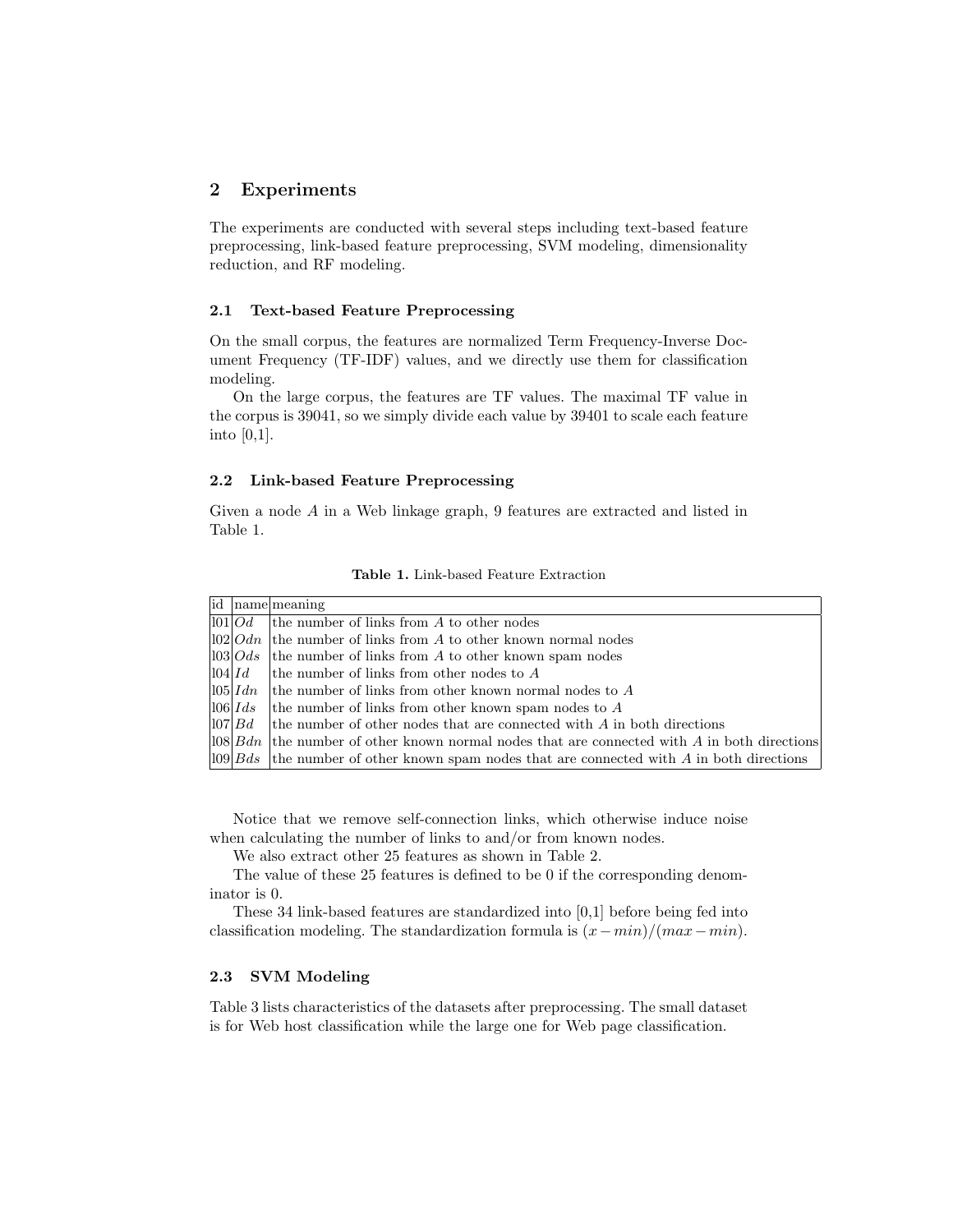## 2 Experiments

The experiments are conducted with several steps including text-based feature preprocessing, link-based feature preprocessing, SVM modeling, dimensionality reduction, and RF modeling.

### 2.1 Text-based Feature Preprocessing

On the small corpus, the features are normalized Term Frequency-Inverse Document Frequency (TF-IDF) values, and we directly use them for classification modeling.

On the large corpus, the features are TF values. The maximal TF value in the corpus is 39041, so we simply divide each value by 39401 to scale each feature into [0,1].

### 2.2 Link-based Feature Preprocessing

Given a node $A$ in a Web linkage graph, 9 features are extracted and listed in Table 1.

**Table 1.** Link-based Feature Extraction

| id | name | meaning |
|---|---|---|
| l01 | $Od$ | the number of links from $A$ to other nodes |
| l02 | $Odn$ | the number of links from $A$ to other known normal nodes |
| l03 | $Ods$ | the number of links from $A$ to other known spam nodes |
| l04 | $Id$ | the number of links from other nodes to $A$ |
| l05 | $Idn$ | the number of links from other known normal nodes to $A$ |
| l06 | $Ids$ | the number of links from other known spam nodes to $A$ |
| l07 | $Bd$ | the number of other nodes that are connected with $A$ in both directions |
| l08 | $Bdn$ | the number of other known normal nodes that are connected with $A$ in both directions |
| l09 | $Bds$ | the number of other known spam nodes that are connected with $A$ in both directions |

Notice that we remove self-connection links, which otherwise induce noise when calculating the number of links to and/or from known nodes.

We also extract other 25 features as shown in Table 2.

The value of these 25 features is defined to be 0 if the corresponding denominator is 0.

These 34 link-based features are standardized into [0,1] before being fed into classification modeling. The standardization formula is $(x - min)/(max - min)$.

### 2.3 SVM Modeling

Table 3 lists characteristics of the datasets after preprocessing. The small dataset is for Web host classification while the large one for Web page classification.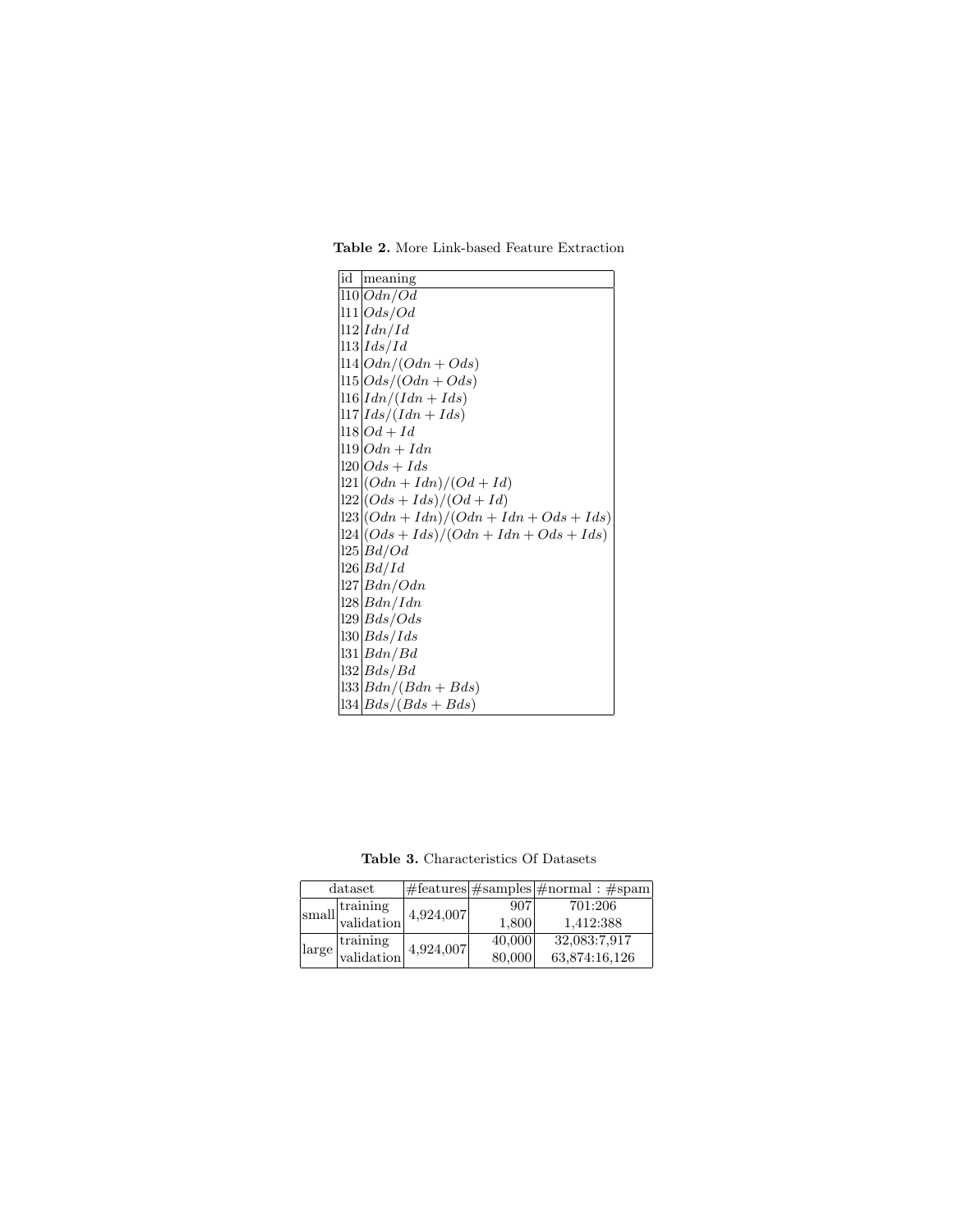**Table 2.** More Link-based Feature Extraction

| id | meaning |
|---|---|
| l10 | $Odn/Od$ |
| l11 | $Ods/Od$ |
| l12 | $Idn/Id$ |
| l13 | $Ids/Id$ |
| l14 | $Odn/(Odn + Ods)$ |
| l15 | $Ods/(Odn + Ods)$ |
| l16 | $Idn/(Idn + Ids)$ |
| l17 | $Ids/(Idn + Ids)$ |
| l18 | $Od + Id$ |
| l19 | $Odn + Idn$ |
| l20 | $Ods + Ids$ |
| l21 | $(Odn + Idn)/(Od + Id)$ |
| l22 | $(Ods + Ids)/(Od + Id)$ |
| l23 | $(Odn + Idn)/(Odn + Idn + Ods + Ids)$ |
| l24 | $(Ods + Ids)/(Odn + Idn + Ods + Ids)$ |
| l25 | $Bd/Od$ |
| l26 | $Bd/Id$ |
| l27 | $Bdn/Odn$ |
| l28 | $Bdn/Idn$ |
| l29 | $Bds/Ods$ |
| l30 | $Bds/Ids$ |
| l31 | $Bdn/Bd$ |
| l32 | $Bds/Bd$ |
| l33 | $Bdn/(Bdn + Bds)$ |
| l34 | $Bds/(Bds + Bds)$ |

**Table 3.** Characteristics Of Datasets

| dataset | | #features | #samples | #normal : #spam |
|---|---|---|---|---|
| small | training | 4,924,007 | 907 | 701:206 |
| | validation | | 1,800 | 1,412:388 |
| large | training | 4,924,007 | 40,000 | 32,083:7,917 |
| | validation | | 80,000 | 63,874:16,126 |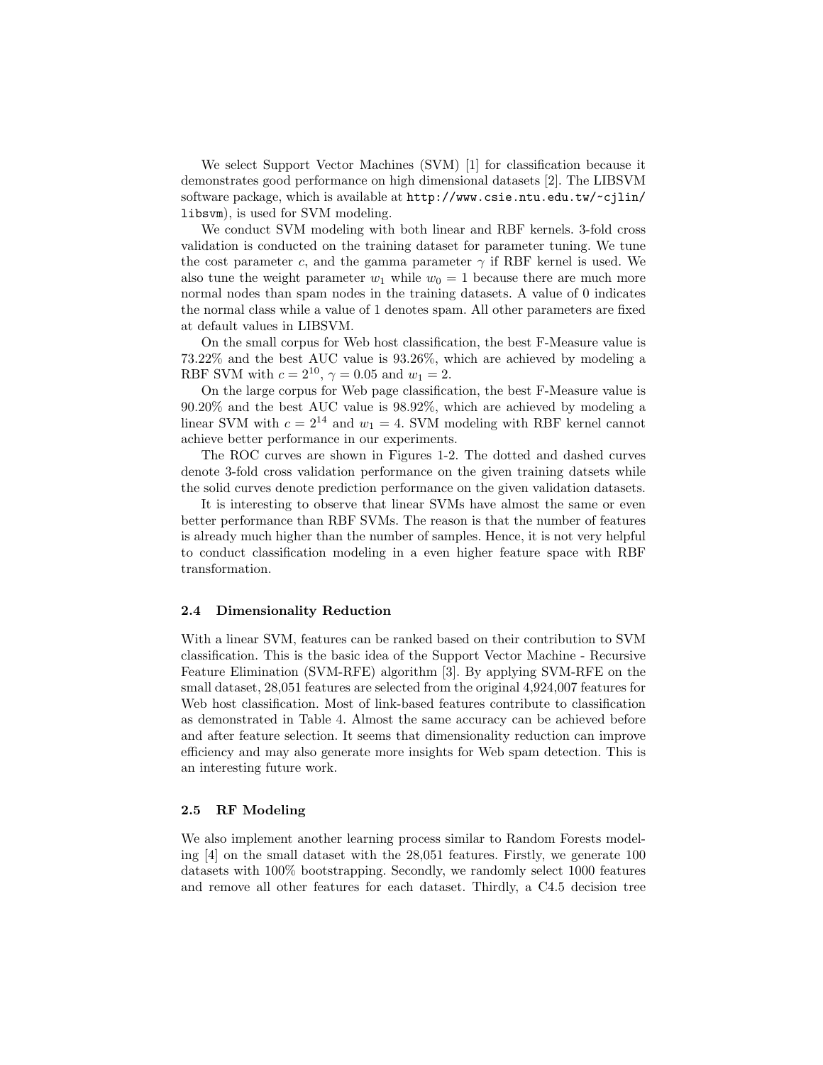We select Support Vector Machines (SVM) [1] for classification because it demonstrates good performance on high dimensional datasets [2]. The LIBSVM software package, which is available at `http://www.csie.ntu.edu.tw/~cjlin/libsvm`), is used for SVM modeling.

We conduct SVM modeling with both linear and RBF kernels. 3-fold cross validation is conducted on the training dataset for parameter tuning. We tune the cost parameter $c$, and the gamma parameter $\gamma$ if RBF kernel is used. We also tune the weight parameter $w_1$ while $w_0 = 1$ because there are much more normal nodes than spam nodes in the training datasets. A value of 0 indicates the normal class while a value of 1 denotes spam. All other parameters are fixed at default values in LIBSVM.

On the small corpus for Web host classification, the best F-Measure value is 73.22% and the best AUC value is 93.26%, which are achieved by modeling a RBF SVM with $c = 2^{10}$, $\gamma = 0.05$ and $w_1 = 2$.

On the large corpus for Web page classification, the best F-Measure value is 90.20% and the best AUC value is 98.92%, which are achieved by modeling a linear SVM with $c = 2^{14}$ and $w_1 = 4$. SVM modeling with RBF kernel cannot achieve better performance in our experiments.

The ROC curves are shown in Figures 1-2. The dotted and dashed curves denote 3-fold cross validation performance on the given training datsets while the solid curves denote prediction performance on the given validation datasets.

It is interesting to observe that linear SVMs have almost the same or even better performance than RBF SVMs. The reason is that the number of features is already much higher than the number of samples. Hence, it is not very helpful to conduct classification modeling in a even higher feature space with RBF transformation.

### 2.4 Dimensionality Reduction

With a linear SVM, features can be ranked based on their contribution to SVM classification. This is the basic idea of the Support Vector Machine - Recursive Feature Elimination (SVM-RFE) algorithm [3]. By applying SVM-RFE on the small dataset, 28,051 features are selected from the original 4,924,007 features for Web host classification. Most of link-based features contribute to classification as demonstrated in Table 4. Almost the same accuracy can be achieved before and after feature selection. It seems that dimensionality reduction can improve efficiency and may also generate more insights for Web spam detection. This is an interesting future work.

### 2.5 RF Modeling

We also implement another learning process similar to Random Forests modeling [4] on the small dataset with the 28,051 features. Firstly, we generate 100 datasets with 100% bootstrapping. Secondly, we randomly select 1000 features and remove all other features for each dataset. Thirdly, a C4.5 decision tree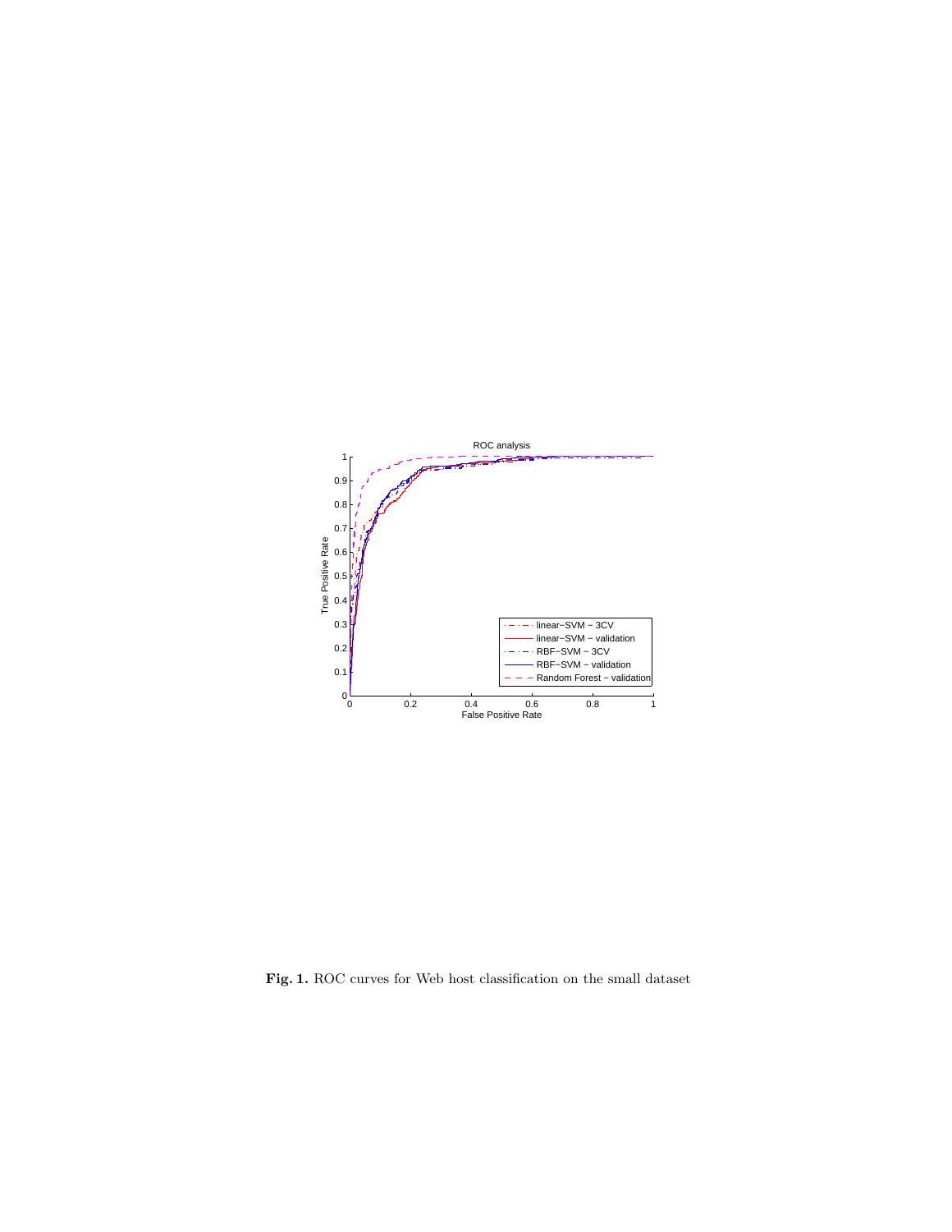**Fig. 1.** ROC curves for Web host classification on the small dataset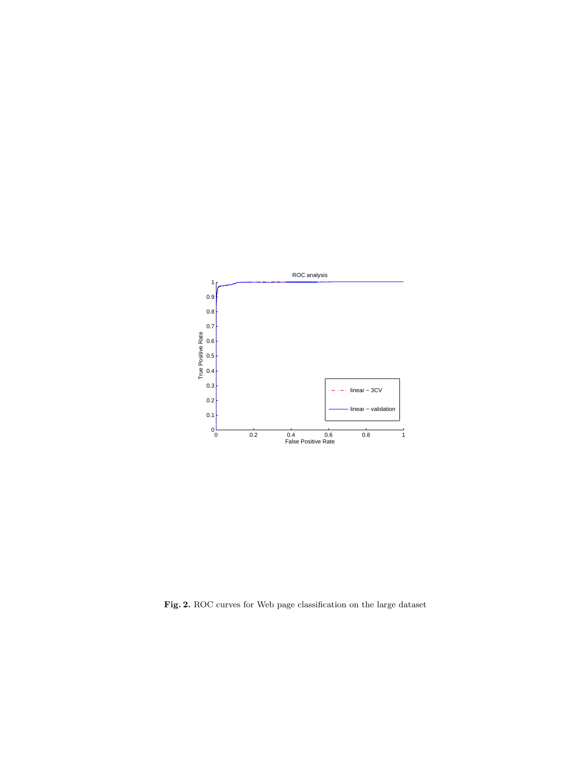**Fig. 2.** ROC curves for Web page classification on the large dataset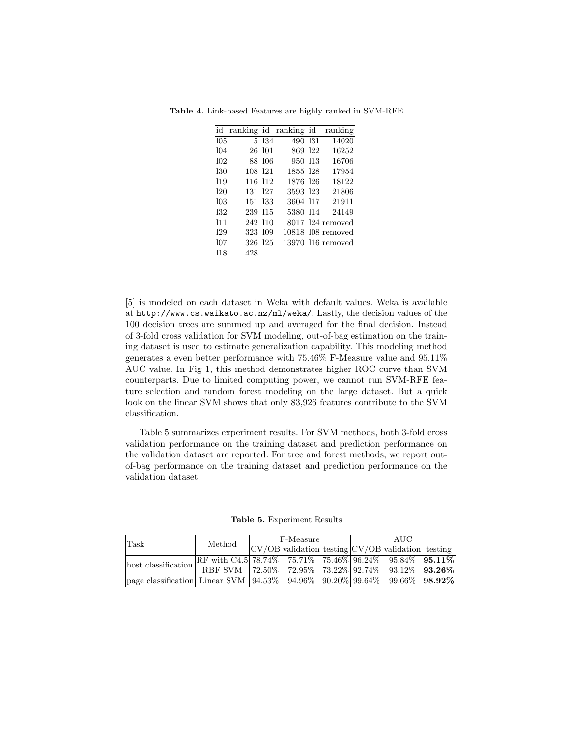**Table 4.** Link-based Features are highly ranked in SVM-RFE

| id | ranking | id | ranking | id | ranking |
|---|---|---|---|---|---|
| l05 | 5 | l34 | 490 | l31 | 14020 |
| l04 | 26 | l01 | 869 | l22 | 16252 |
| l02 | 88 | l06 | 950 | l13 | 16706 |
| l30 | 108 | l21 | 1855 | l28 | 17954 |
| l19 | 116 | l12 | 1876 | l26 | 18122 |
| l20 | 131 | l27 | 3593 | l23 | 21806 |
| l03 | 151 | l33 | 3604 | l17 | 21911 |
| l32 | 239 | l15 | 5380 | l14 | 24149 |
| l11 | 242 | l10 | 8017 | l24 | removed |
| l29 | 323 | l09 | 10818 | l08 | removed |
| l07 | 326 | l25 | 13970 | l16 | removed |
| l18 | 428 | | | | |

[5] is modeled on each dataset in Weka with default values. Weka is available at http://www.cs.waikato.ac.nz/ml/weka/. Lastly, the decision values of the 100 decision trees are summed up and averaged for the final decision. Instead of 3-fold cross validation for SVM modeling, out-of-bag estimation on the training dataset is used to estimate generalization capability. This modeling method generates a even better performance with 75.46% F-Measure value and 95.11% AUC value. In Fig 1, this method demonstrates higher ROC curve than SVM counterparts. Due to limited computing power, we cannot run SVM-RFE feature selection and random forest modeling on the large dataset. But a quick look on the linear SVM shows that only 83,926 features contribute to the SVM classification.

Table 5 summarizes experiment results. For SVM methods, both 3-fold cross validation performance on the training dataset and prediction performance on the validation dataset are reported. For tree and forest methods, we report out-of-bag performance on the training dataset and prediction performance on the validation dataset.

**Table 5.** Experiment Results

| Task | Method | F-Measure | | | AUC | | |
|---|---|---|---|---|---|---|---|
| | | CV/OB | validation | testing | CV/OB | validation | testing |
| host classification | RF with C4.5 | 78.74% | 75.71% | 75.46% | 96.24% | 95.84% | **95.11%** |
| | RBF SVM | 72.50% | 72.95% | 73.22% | 92.74% | 93.12% | **93.26%** |
| page classification | Linear SVM | 94.53% | 94.96% | 90.20% | 99.64% | 99.66% | **98.92%** |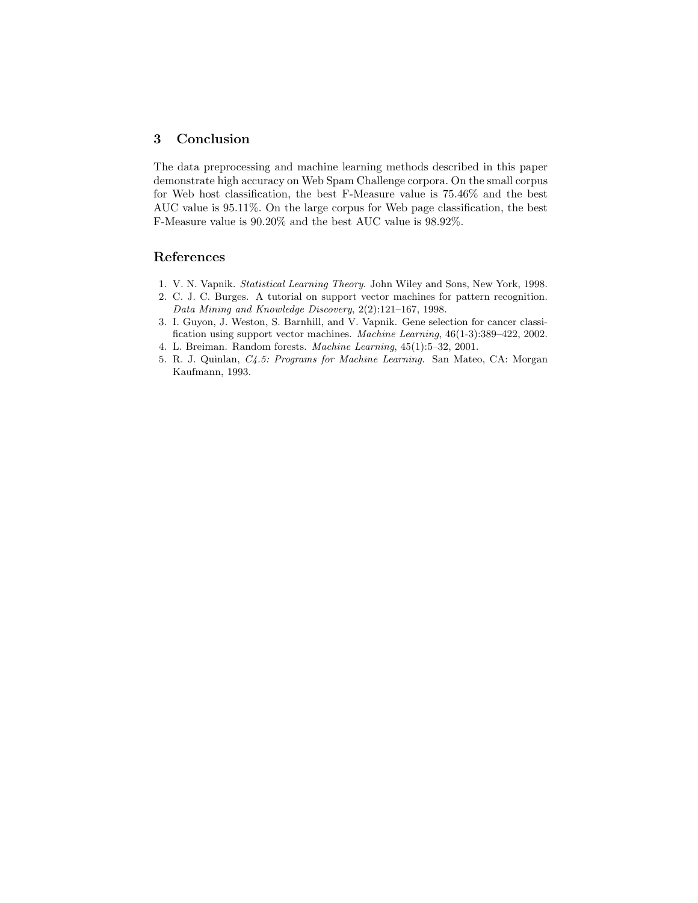## 3 Conclusion

The data preprocessing and machine learning methods described in this paper demonstrate high accuracy on Web Spam Challenge corpora. On the small corpus for Web host classification, the best F-Measure value is 75.46% and the best AUC value is 95.11%. On the large corpus for Web page classification, the best F-Measure value is 90.20% and the best AUC value is 98.92%.

## References

1. V. N. Vapnik. *Statistical Learning Theory*. John Wiley and Sons, New York, 1998.
2. C. J. C. Burges. A tutorial on support vector machines for pattern recognition. *Data Mining and Knowledge Discovery*, 2(2):121–167, 1998.
3. I. Guyon, J. Weston, S. Barnhill, and V. Vapnik. Gene selection for cancer classification using support vector machines. *Machine Learning*, 46(1-3):389–422, 2002.
4. L. Breiman. Random forests. *Machine Learning*, 45(1):5–32, 2001.
5. R. J. Quinlan, *C4.5: Programs for Machine Learning*. San Mateo, CA: Morgan Kaufmann, 1993.